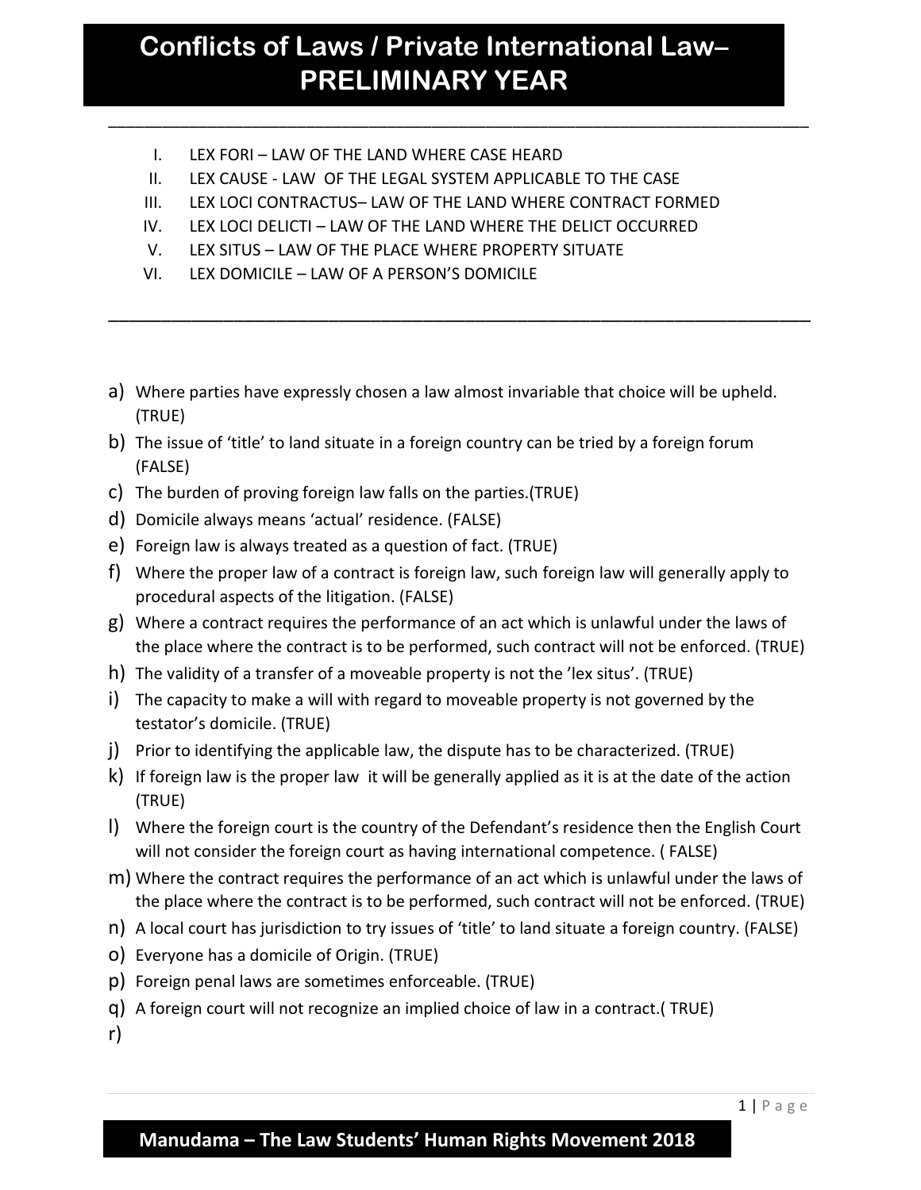# Conflicts of Laws / Private International Law– PRELIMINARY YEAR

---

I. LEX FORI – LAW OF THE LAND WHERE CASE HEARD
II. LEX CAUSE - LAW OF THE LEGAL SYSTEM APPLICABLE TO THE CASE
III. LEX LOCI CONTRACTUS– LAW OF THE LAND WHERE CONTRACT FORMED
IV. LEX LOCI DELICTI – LAW OF THE LAND WHERE THE DELICT OCCURRED
V. LEX SITUS – LAW OF THE PLACE WHERE PROPERTY SITUATE
VI. LEX DOMICILE – LAW OF A PERSON'S DOMICILE

---

a) Where parties have expressly chosen a law almost invariable that choice will be upheld. (TRUE)
b) The issue of 'title' to land situate in a foreign country can be tried by a foreign forum (FALSE)
c) The burden of proving foreign law falls on the parties.(TRUE)
d) Domicile always means 'actual' residence. (FALSE)
e) Foreign law is always treated as a question of fact. (TRUE)
f) Where the proper law of a contract is foreign law, such foreign law will generally apply to procedural aspects of the litigation. (FALSE)
g) Where a contract requires the performance of an act which is unlawful under the laws of the place where the contract is to be performed, such contract will not be enforced. (TRUE)
h) The validity of a transfer of a moveable property is not the 'lex situs'. (TRUE)
i) The capacity to make a will with regard to moveable property is not governed by the testator's domicile. (TRUE)
j) Prior to identifying the applicable law, the dispute has to be characterized. (TRUE)
k) If foreign law is the proper law it will be generally applied as it is at the date of the action (TRUE)
l) Where the foreign court is the country of the Defendant's residence then the English Court will not consider the foreign court as having international competence. ( FALSE)
m) Where the contract requires the performance of an act which is unlawful under the laws of the place where the contract is to be performed, such contract will not be enforced. (TRUE)
n) A local court has jurisdiction to try issues of 'title' to land situate a foreign country. (FALSE)
o) Everyone has a domicile of Origin. (TRUE)
p) Foreign penal laws are sometimes enforceable. (TRUE)
q) A foreign court will not recognize an implied choice of law in a contract.( TRUE)
r)

Manudama – The Law Students' Human Rights Movement 2018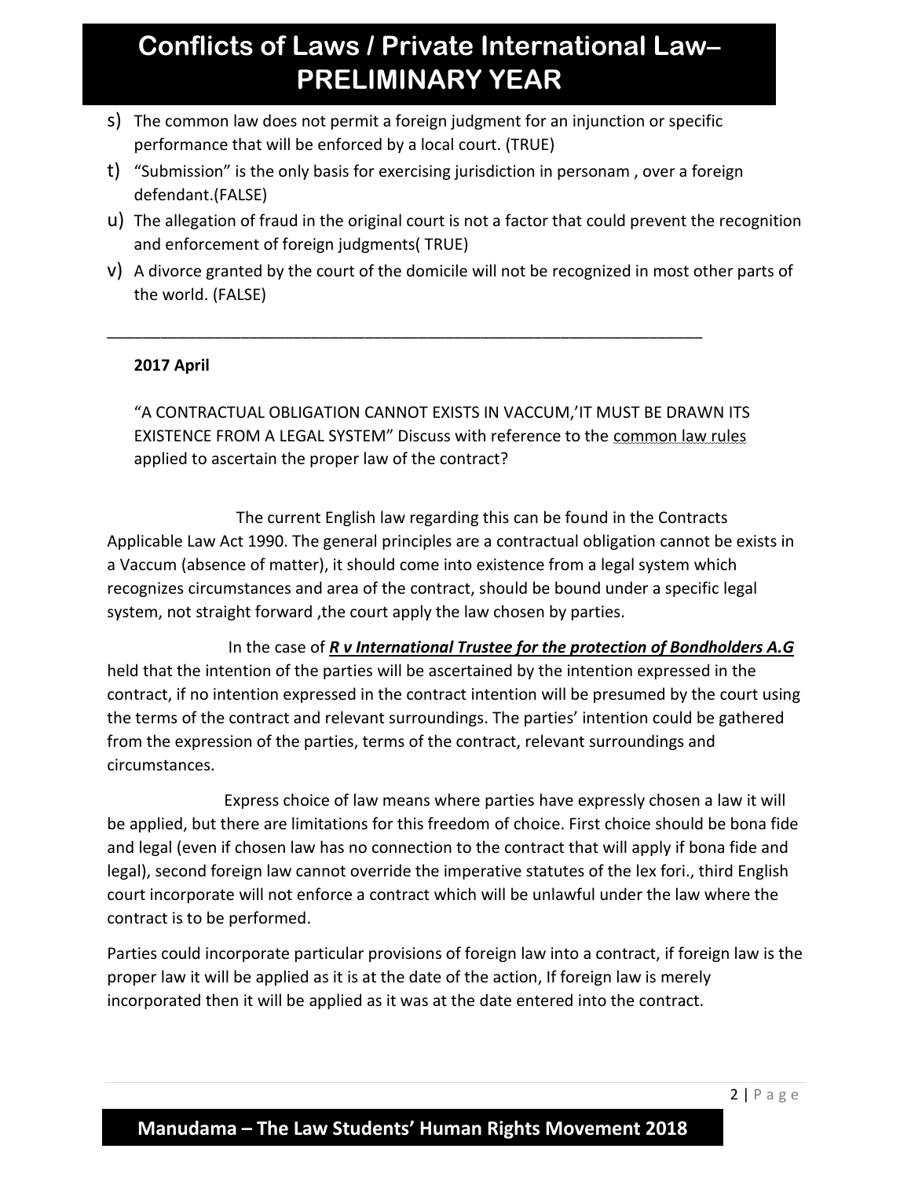s) The common law does not permit a foreign judgment for an injunction or specific performance that will be enforced by a local court. (TRUE)

t) "Submission" is the only basis for exercising jurisdiction in personam , over a foreign defendant.(FALSE)

u) The allegation of fraud in the original court is not a factor that could prevent the recognition and enforcement of foreign judgments( TRUE)

v) A divorce granted by the court of the domicile will not be recognized in most other parts of the world. (FALSE)

---

**2017 April**

"A CONTRACTUAL OBLIGATION CANNOT EXISTS IN VACCUM,'IT MUST BE DRAWN ITS EXISTENCE FROM A LEGAL SYSTEM" Discuss with reference to the common law rules applied to ascertain the proper law of the contract?

The current English law regarding this can be found in the Contracts Applicable Law Act 1990. The general principles are a contractual obligation cannot be exists in a Vaccum (absence of matter), it should come into existence from a legal system which recognizes circumstances and area of the contract, should be bound under a specific legal system, not straight forward ,the court apply the law chosen by parties.

In the case of ***R v International Trustee for the protection of Bondholders A.G*** held that the intention of the parties will be ascertained by the intention expressed in the contract, if no intention expressed in the contract intention will be presumed by the court using the terms of the contract and relevant surroundings. The parties' intention could be gathered from the expression of the parties, terms of the contract, relevant surroundings and circumstances.

Express choice of law means where parties have expressly chosen a law it will be applied, but there are limitations for this freedom of choice. First choice should be bona fide and legal (even if chosen law has no connection to the contract that will apply if bona fide and legal), second foreign law cannot override the imperative statutes of the lex fori., third English court incorporate will not enforce a contract which will be unlawful under the law where the contract is to be performed.

Parties could incorporate particular provisions of foreign law into a contract, if foreign law is the proper law it will be applied as it is at the date of the action, If foreign law is merely incorporated then it will be applied as it was at the date entered into the contract.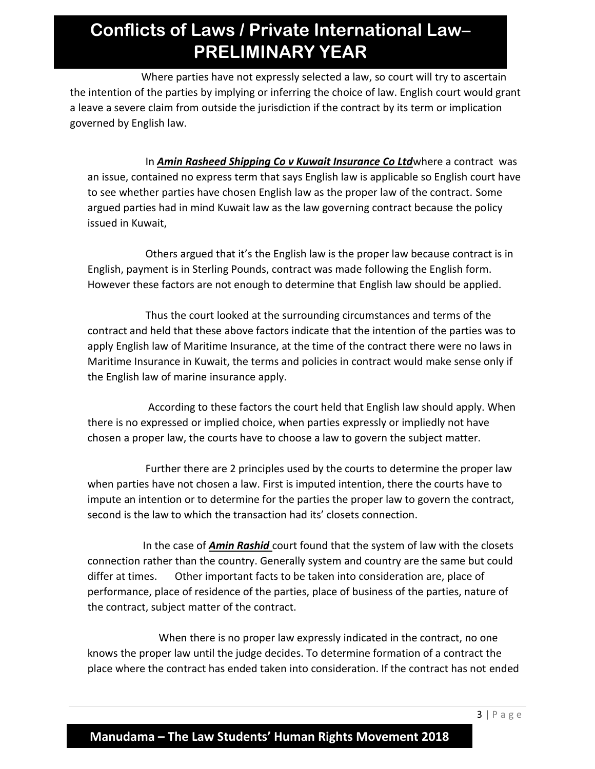Where parties have not expressly selected a law, so court will try to ascertain the intention of the parties by implying or inferring the choice of law. English court would grant a leave a severe claim from outside the jurisdiction if the contract by its term or implication governed by English law.

In ***Amin Rasheed Shipping Co v Kuwait Insurance Co Ltd*** where a contract was an issue, contained no express term that says English law is applicable so English court have to see whether parties have chosen English law as the proper law of the contract. Some argued parties had in mind Kuwait law as the law governing contract because the policy issued in Kuwait,

Others argued that it's the English law is the proper law because contract is in English, payment is in Sterling Pounds, contract was made following the English form. However these factors are not enough to determine that English law should be applied.

Thus the court looked at the surrounding circumstances and terms of the contract and held that these above factors indicate that the intention of the parties was to apply English law of Maritime Insurance, at the time of the contract there were no laws in Maritime Insurance in Kuwait, the terms and policies in contract would make sense only if the English law of marine insurance apply.

According to these factors the court held that English law should apply. When there is no expressed or implied choice, when parties expressly or impliedly not have chosen a proper law, the courts have to choose a law to govern the subject matter.

Further there are 2 principles used by the courts to determine the proper law when parties have not chosen a law. First is imputed intention, there the courts have to impute an intention or to determine for the parties the proper law to govern the contract, second is the law to which the transaction had its' closets connection.

In the case of ***Amin Rashid*** court found that the system of law with the closets connection rather than the country. Generally system and country are the same but could differ at times. Other important facts to be taken into consideration are, place of performance, place of residence of the parties, place of business of the parties, nature of the contract, subject matter of the contract.

When there is no proper law expressly indicated in the contract, no one knows the proper law until the judge decides. To determine formation of a contract the place where the contract has ended taken into consideration. If the contract has not ended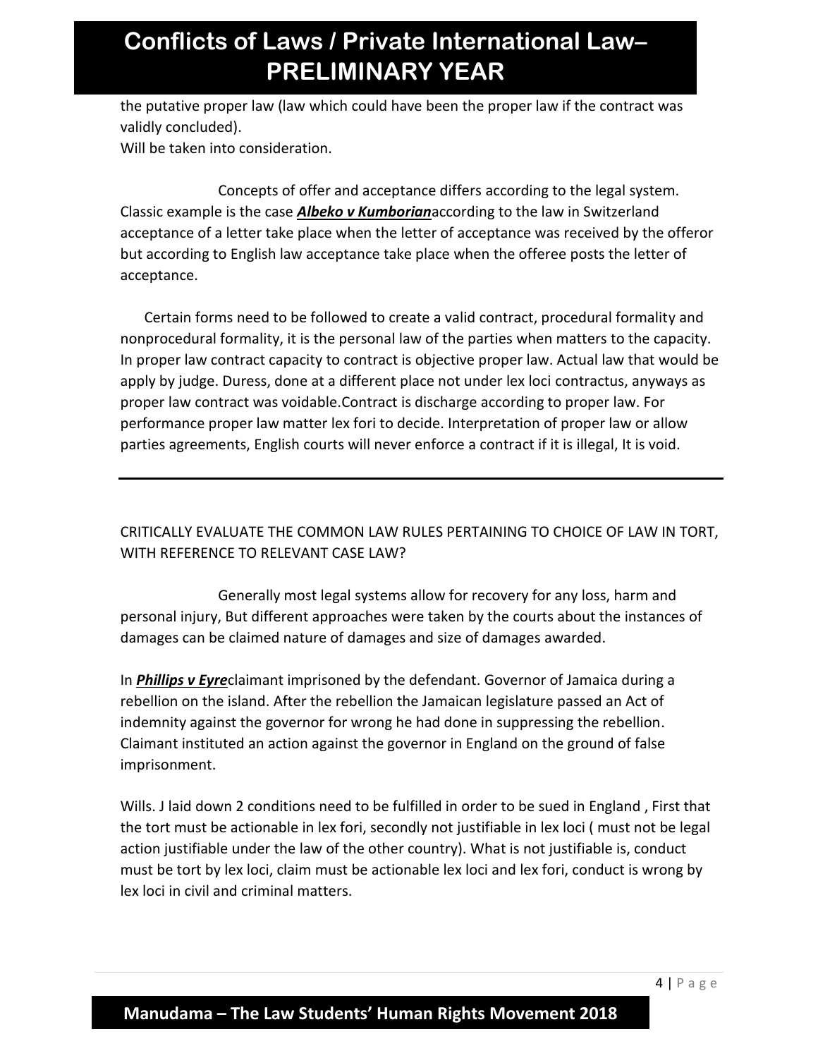the putative proper law (law which could have been the proper law if the contract was validly concluded).
Will be taken into consideration.

Concepts of offer and acceptance differs according to the legal system. Classic example is the case ***Albeko v Kumborian***according to the law in Switzerland acceptance of a letter take place when the letter of acceptance was received by the offeror but according to English law acceptance take place when the offeree posts the letter of acceptance.

Certain forms need to be followed to create a valid contract, procedural formality and nonprocedural formality, it is the personal law of the parties when matters to the capacity. In proper law contract capacity to contract is objective proper law. Actual law that would be apply by judge. Duress, done at a different place not under lex loci contractus, anyways as proper law contract was voidable.Contract is discharge according to proper law. For performance proper law matter lex fori to decide. Interpretation of proper law or allow parties agreements, English courts will never enforce a contract if it is illegal, It is void.

---

CRITICALLY EVALUATE THE COMMON LAW RULES PERTAINING TO CHOICE OF LAW IN TORT, WITH REFERENCE TO RELEVANT CASE LAW?

Generally most legal systems allow for recovery for any loss, harm and personal injury, But different approaches were taken by the courts about the instances of damages can be claimed nature of damages and size of damages awarded.

In ***Phillips v Eyre***claimant imprisoned by the defendant. Governor of Jamaica during a rebellion on the island. After the rebellion the Jamaican legislature passed an Act of indemnity against the governor for wrong he had done in suppressing the rebellion. Claimant instituted an action against the governor in England on the ground of false imprisonment.

Wills. J laid down 2 conditions need to be fulfilled in order to be sued in England , First that the tort must be actionable in lex fori, secondly not justifiable in lex loci ( must not be legal action justifiable under the law of the other country). What is not justifiable is, conduct must be tort by lex loci, claim must be actionable lex loci and lex fori, conduct is wrong by lex loci in civil and criminal matters.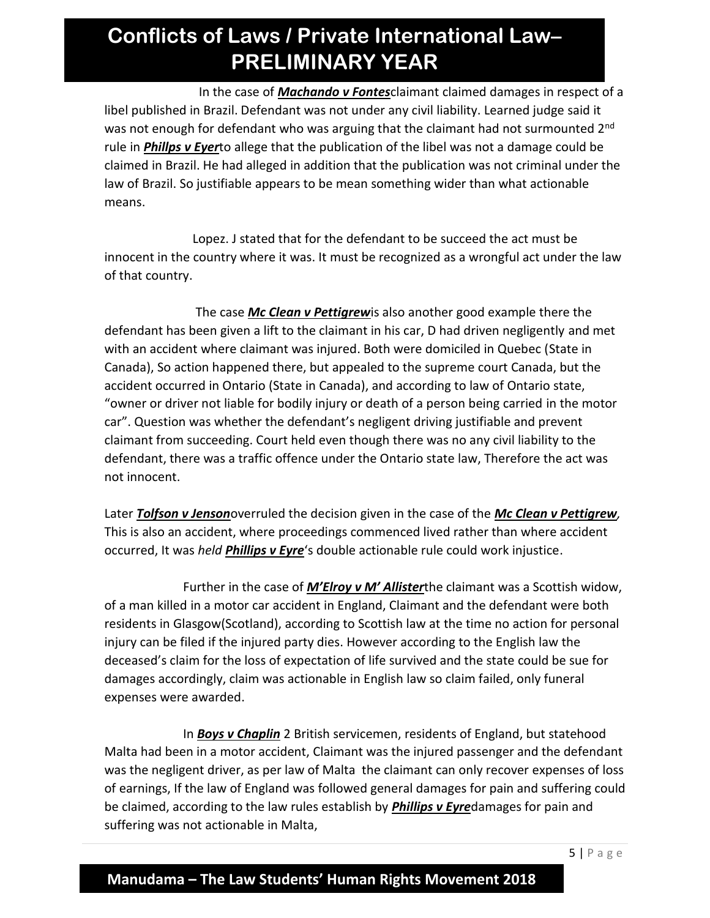In the case of ***Machando v Fontes*** claimant claimed damages in respect of a libel published in Brazil. Defendant was not under any civil liability. Learned judge said it was not enough for defendant who was arguing that the claimant had not surmounted 2nd rule in ***Phillps v Eyer*** to allege that the publication of the libel was not a damage could be claimed in Brazil. He had alleged in addition that the publication was not criminal under the law of Brazil. So justifiable appears to be mean something wider than what actionable means.

Lopez. J stated that for the defendant to be succeed the act must be innocent in the country where it was. It must be recognized as a wrongful act under the law of that country.

The case ***Mc Clean v Pettigrew*** is also another good example there the defendant has been given a lift to the claimant in his car, D had driven negligently and met with an accident where claimant was injured. Both were domiciled in Quebec (State in Canada), So action happened there, but appealed to the supreme court Canada, but the accident occurred in Ontario (State in Canada), and according to law of Ontario state, "owner or driver not liable for bodily injury or death of a person being carried in the motor car". Question was whether the defendant's negligent driving justifiable and prevent claimant from succeeding. Court held even though there was no any civil liability to the defendant, there was a traffic offence under the Ontario state law, Therefore the act was not innocent.

Later ***Tolfson v Jenson*** overruled the decision given in the case of the ***Mc Clean v Pettigrew***, This is also an accident, where proceedings commenced lived rather than where accident occurred, It was *held* ***Phillips v Eyre***'s double actionable rule could work injustice.

Further in the case of ***M'Elroy v M' Allister*** the claimant was a Scottish widow, of a man killed in a motor car accident in England, Claimant and the defendant were both residents in Glasgow(Scotland), according to Scottish law at the time no action for personal injury can be filed if the injured party dies. However according to the English law the deceased's claim for the loss of expectation of life survived and the state could be sue for damages accordingly, claim was actionable in English law so claim failed, only funeral expenses were awarded.

In ***Boys v Chaplin*** 2 British servicemen, residents of England, but statehood Malta had been in a motor accident, Claimant was the injured passenger and the defendant was the negligent driver, as per law of Malta the claimant can only recover expenses of loss of earnings, If the law of England was followed general damages for pain and suffering could be claimed, according to the law rules establish by ***Phillips v Eyre*** damages for pain and suffering was not actionable in Malta,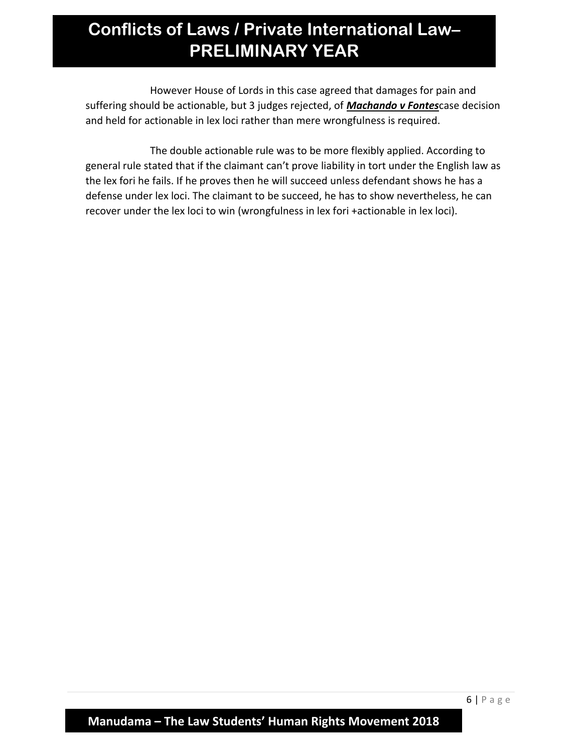However House of Lords in this case agreed that damages for pain and suffering should be actionable, but 3 judges rejected, of ***Machando v Fontes***case decision and held for actionable in lex loci rather than mere wrongfulness is required.

The double actionable rule was to be more flexibly applied. According to general rule stated that if the claimant can't prove liability in tort under the English law as the lex fori he fails. If he proves then he will succeed unless defendant shows he has a defense under lex loci. The claimant to be succeed, he has to show nevertheless, he can recover under the lex loci to win (wrongfulness in lex fori +actionable in lex loci).